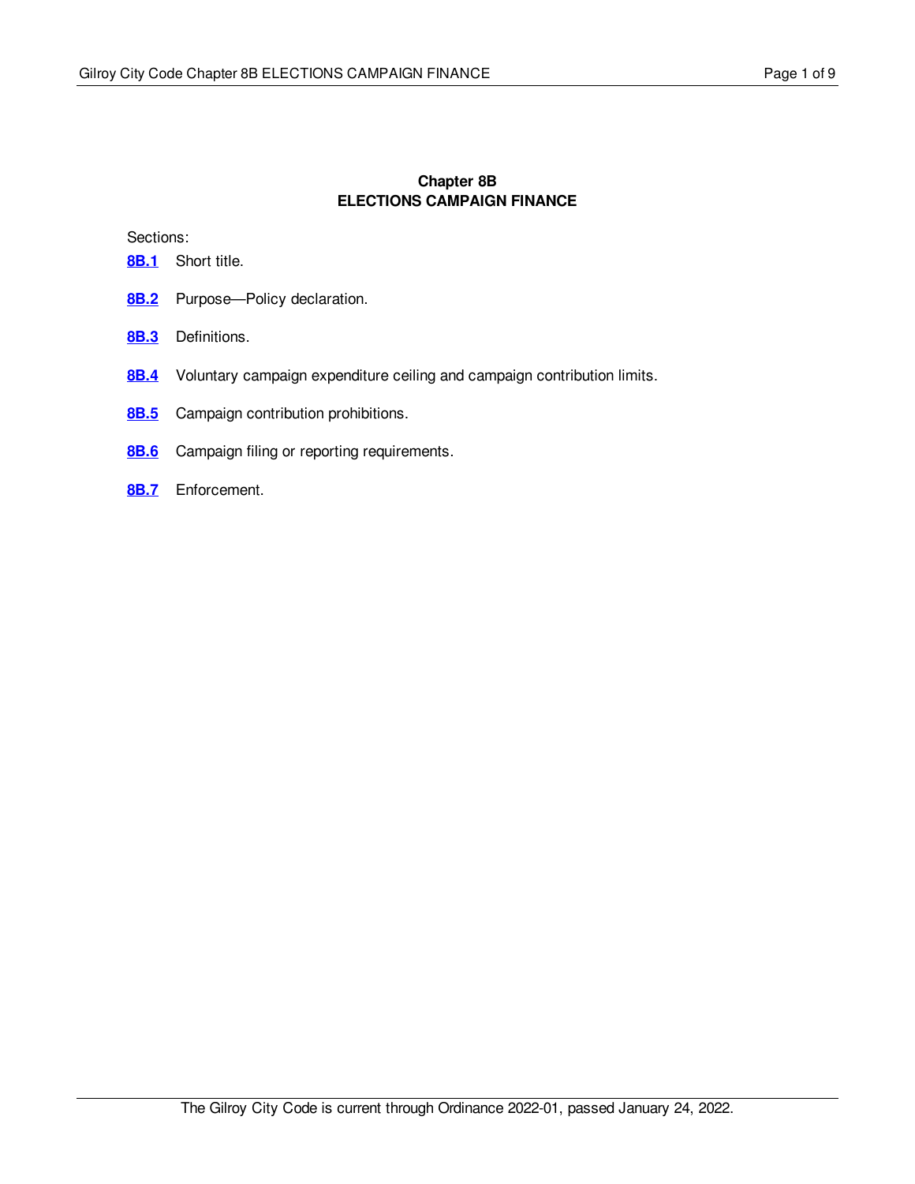# Chapter 8B
# ELECTIONS CAMPAIGN FINANCE

Sections:

**8B.1** Short title.

**8B.2** Purpose—Policy declaration.

**8B.3** Definitions.

**8B.4** Voluntary campaign expenditure ceiling and campaign contribution limits.

**8B.5** Campaign contribution prohibitions.

**8B.6** Campaign filing or reporting requirements.

**8B.7** Enforcement.

The Gilroy City Code is current through Ordinance 2022-01, passed January 24, 2022.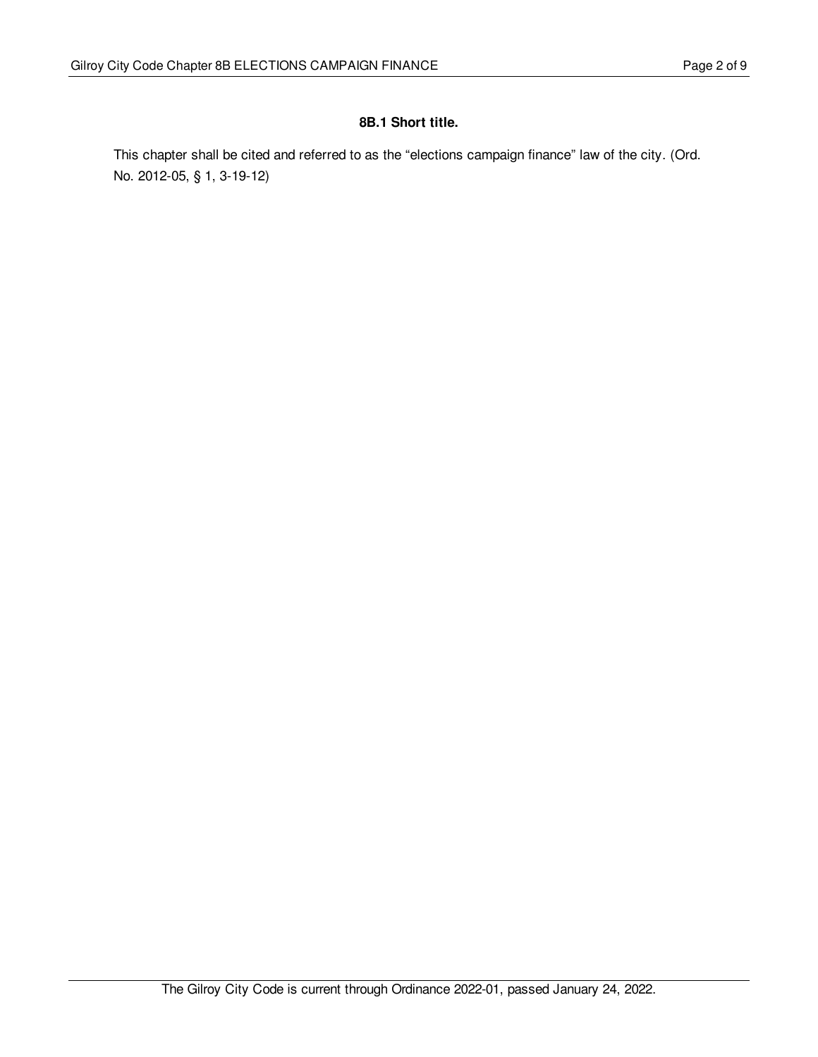### 8B.1 Short title.

This chapter shall be cited and referred to as the "elections campaign finance" law of the city. (Ord. No. 2012-05, § 1, 3-19-12)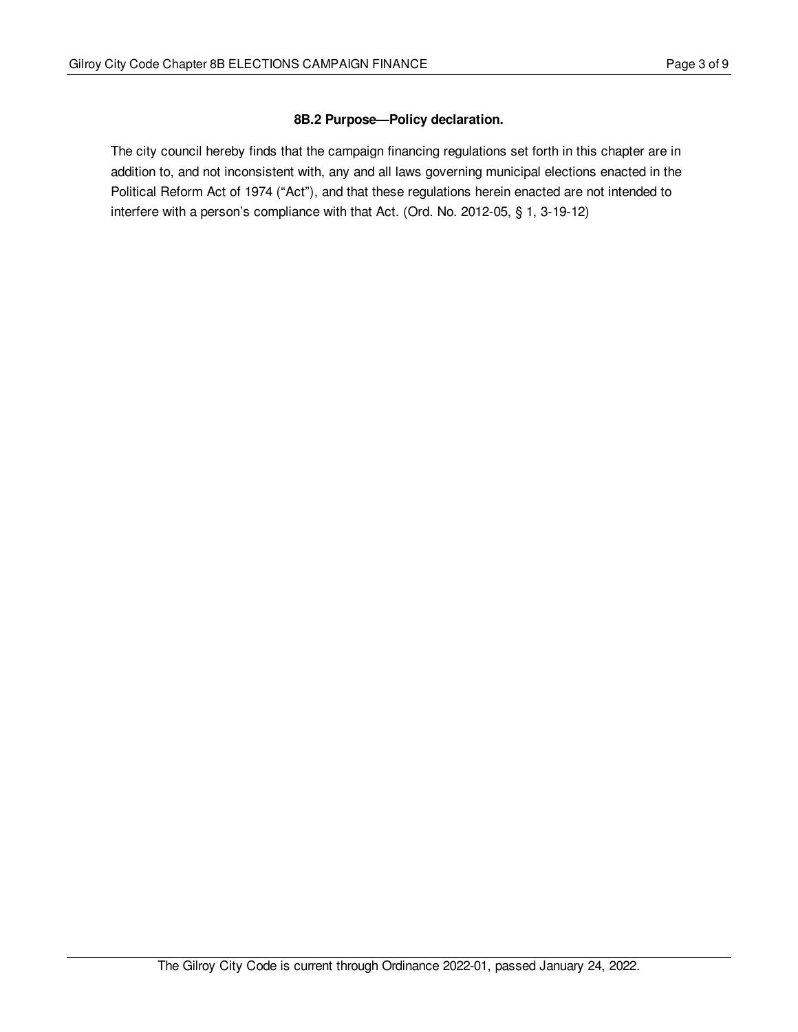### 8B.2 Purpose—Policy declaration.

The city council hereby finds that the campaign financing regulations set forth in this chapter are in addition to, and not inconsistent with, any and all laws governing municipal elections enacted in the Political Reform Act of 1974 ("Act"), and that these regulations herein enacted are not intended to interfere with a person's compliance with that Act. (Ord. No. 2012-05, § 1, 3-19-12)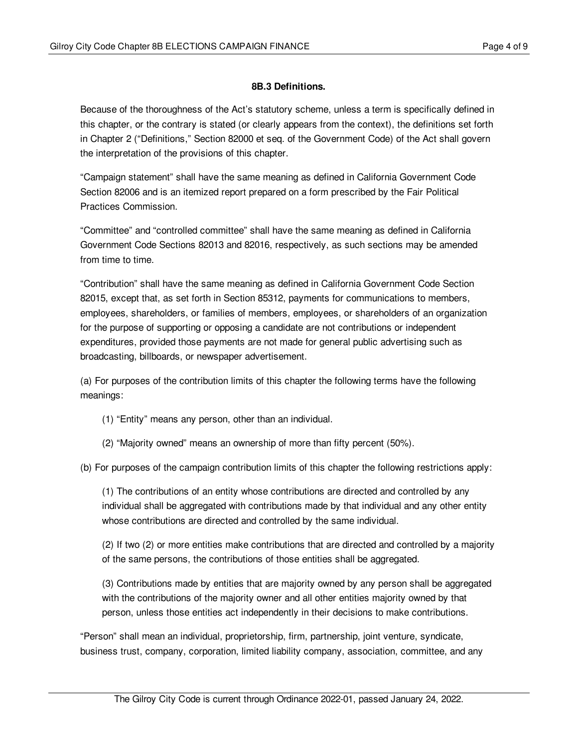### 8B.3 Definitions.

Because of the thoroughness of the Act's statutory scheme, unless a term is specifically defined in this chapter, or the contrary is stated (or clearly appears from the context), the definitions set forth in Chapter 2 ("Definitions," Section 82000 et seq. of the Government Code) of the Act shall govern the interpretation of the provisions of this chapter.

"Campaign statement" shall have the same meaning as defined in California Government Code Section 82006 and is an itemized report prepared on a form prescribed by the Fair Political Practices Commission.

"Committee" and "controlled committee" shall have the same meaning as defined in California Government Code Sections 82013 and 82016, respectively, as such sections may be amended from time to time.

"Contribution" shall have the same meaning as defined in California Government Code Section 82015, except that, as set forth in Section 85312, payments for communications to members, employees, shareholders, or families of members, employees, or shareholders of an organization for the purpose of supporting or opposing a candidate are not contributions or independent expenditures, provided those payments are not made for general public advertising such as broadcasting, billboards, or newspaper advertisement.

(a) For purposes of the contribution limits of this chapter the following terms have the following meanings:

(1) "Entity" means any person, other than an individual.

(2) "Majority owned" means an ownership of more than fifty percent (50%).

(b) For purposes of the campaign contribution limits of this chapter the following restrictions apply:

(1) The contributions of an entity whose contributions are directed and controlled by any individual shall be aggregated with contributions made by that individual and any other entity whose contributions are directed and controlled by the same individual.

(2) If two (2) or more entities make contributions that are directed and controlled by a majority of the same persons, the contributions of those entities shall be aggregated.

(3) Contributions made by entities that are majority owned by any person shall be aggregated with the contributions of the majority owner and all other entities majority owned by that person, unless those entities act independently in their decisions to make contributions.

"Person" shall mean an individual, proprietorship, firm, partnership, joint venture, syndicate, business trust, company, corporation, limited liability company, association, committee, and any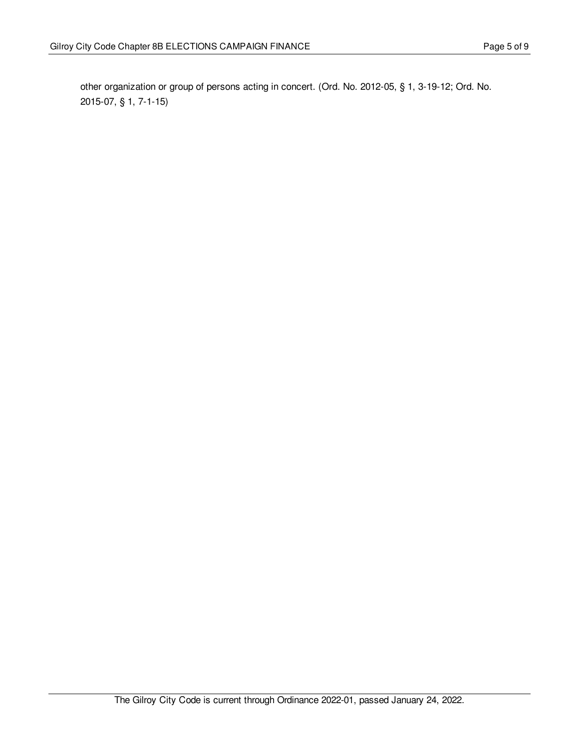other organization or group of persons acting in concert. (Ord. No. 2012-05, § 1, 3-19-12; Ord. No. 2015-07, § 1, 7-1-15)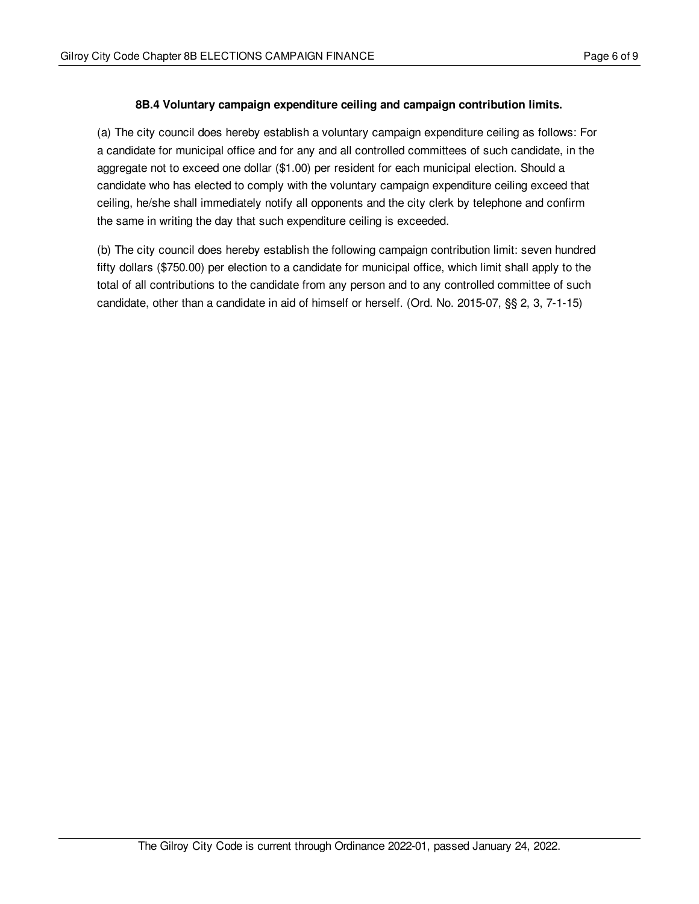### 8B.4 Voluntary campaign expenditure ceiling and campaign contribution limits.

(a) The city council does hereby establish a voluntary campaign expenditure ceiling as follows: For a candidate for municipal office and for any and all controlled committees of such candidate, in the aggregate not to exceed one dollar ($1.00) per resident for each municipal election. Should a candidate who has elected to comply with the voluntary campaign expenditure ceiling exceed that ceiling, he/she shall immediately notify all opponents and the city clerk by telephone and confirm the same in writing the day that such expenditure ceiling is exceeded.

(b) The city council does hereby establish the following campaign contribution limit: seven hundred fifty dollars ($750.00) per election to a candidate for municipal office, which limit shall apply to the total of all contributions to the candidate from any person and to any controlled committee of such candidate, other than a candidate in aid of himself or herself. (Ord. No. 2015-07, §§ 2, 3, 7-1-15)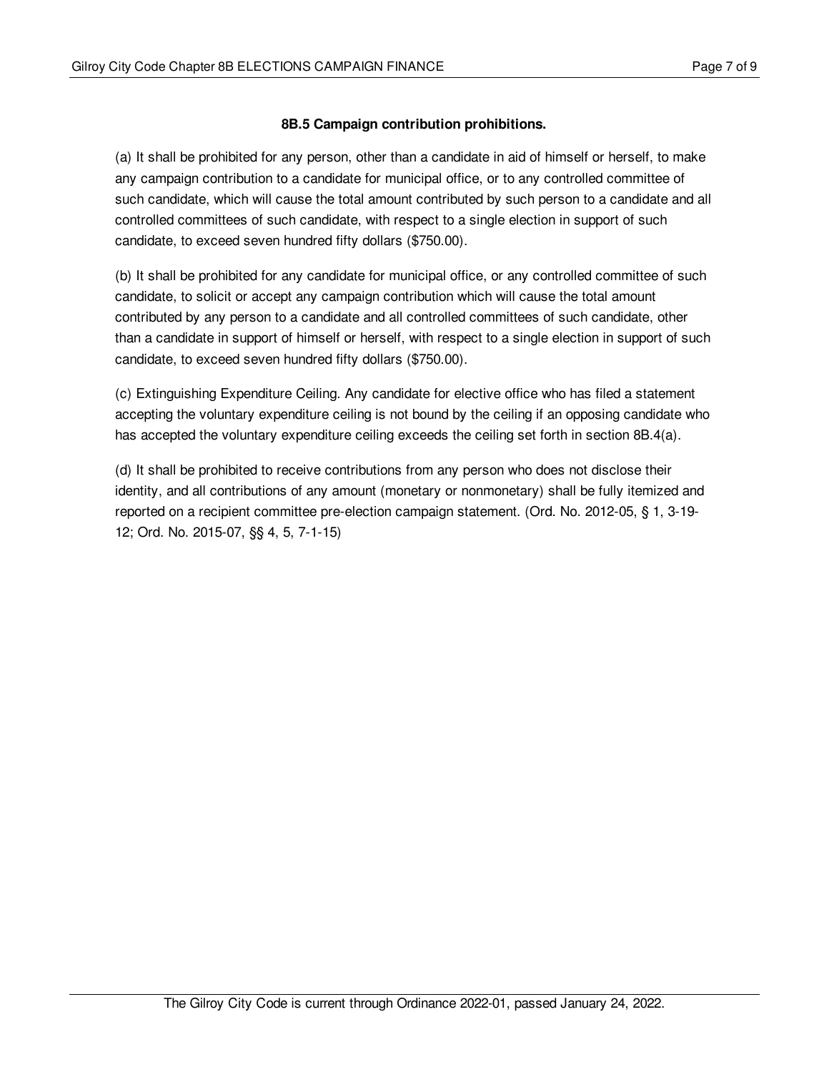### 8B.5 Campaign contribution prohibitions.

(a) It shall be prohibited for any person, other than a candidate in aid of himself or herself, to make any campaign contribution to a candidate for municipal office, or to any controlled committee of such candidate, which will cause the total amount contributed by such person to a candidate and all controlled committees of such candidate, with respect to a single election in support of such candidate, to exceed seven hundred fifty dollars ($750.00).

(b) It shall be prohibited for any candidate for municipal office, or any controlled committee of such candidate, to solicit or accept any campaign contribution which will cause the total amount contributed by any person to a candidate and all controlled committees of such candidate, other than a candidate in support of himself or herself, with respect to a single election in support of such candidate, to exceed seven hundred fifty dollars ($750.00).

(c) Extinguishing Expenditure Ceiling. Any candidate for elective office who has filed a statement accepting the voluntary expenditure ceiling is not bound by the ceiling if an opposing candidate who has accepted the voluntary expenditure ceiling exceeds the ceiling set forth in section 8B.4(a).

(d) It shall be prohibited to receive contributions from any person who does not disclose their identity, and all contributions of any amount (monetary or nonmonetary) shall be fully itemized and reported on a recipient committee pre-election campaign statement. (Ord. No. 2012-05, § 1, 3-19-12; Ord. No. 2015-07, §§ 4, 5, 7-1-15)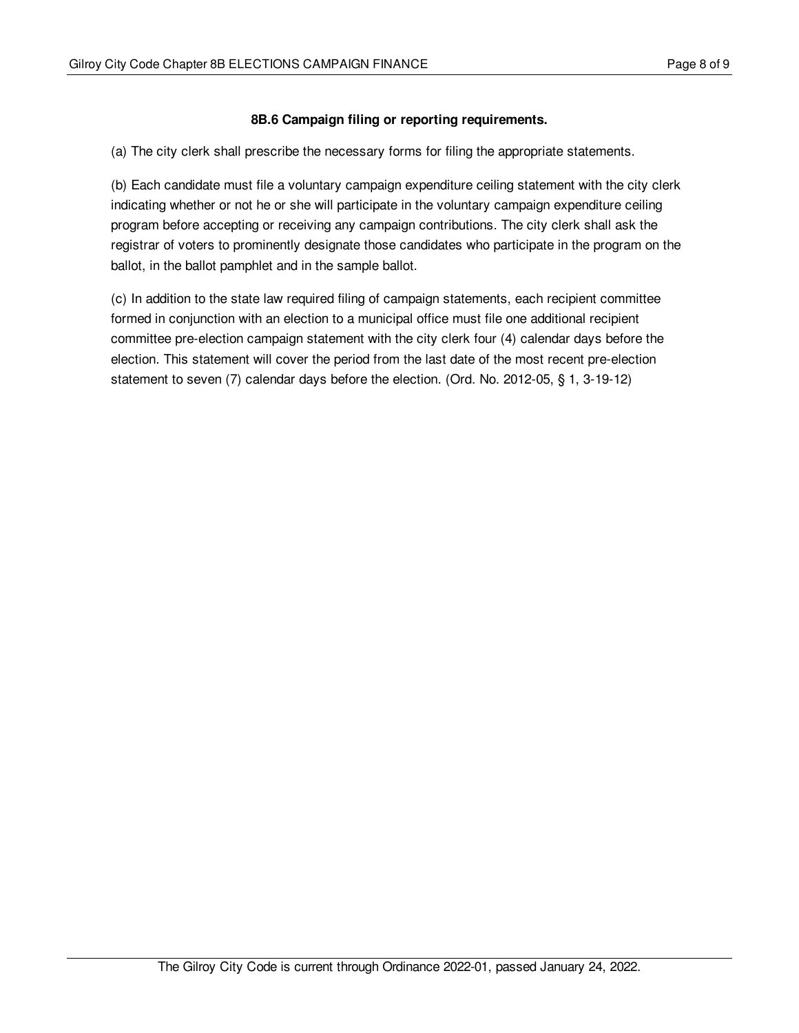### 8B.6 Campaign filing or reporting requirements.

(a) The city clerk shall prescribe the necessary forms for filing the appropriate statements.

(b) Each candidate must file a voluntary campaign expenditure ceiling statement with the city clerk indicating whether or not he or she will participate in the voluntary campaign expenditure ceiling program before accepting or receiving any campaign contributions. The city clerk shall ask the registrar of voters to prominently designate those candidates who participate in the program on the ballot, in the ballot pamphlet and in the sample ballot.

(c) In addition to the state law required filing of campaign statements, each recipient committee formed in conjunction with an election to a municipal office must file one additional recipient committee pre-election campaign statement with the city clerk four (4) calendar days before the election. This statement will cover the period from the last date of the most recent pre-election statement to seven (7) calendar days before the election. (Ord. No. 2012-05, § 1, 3-19-12)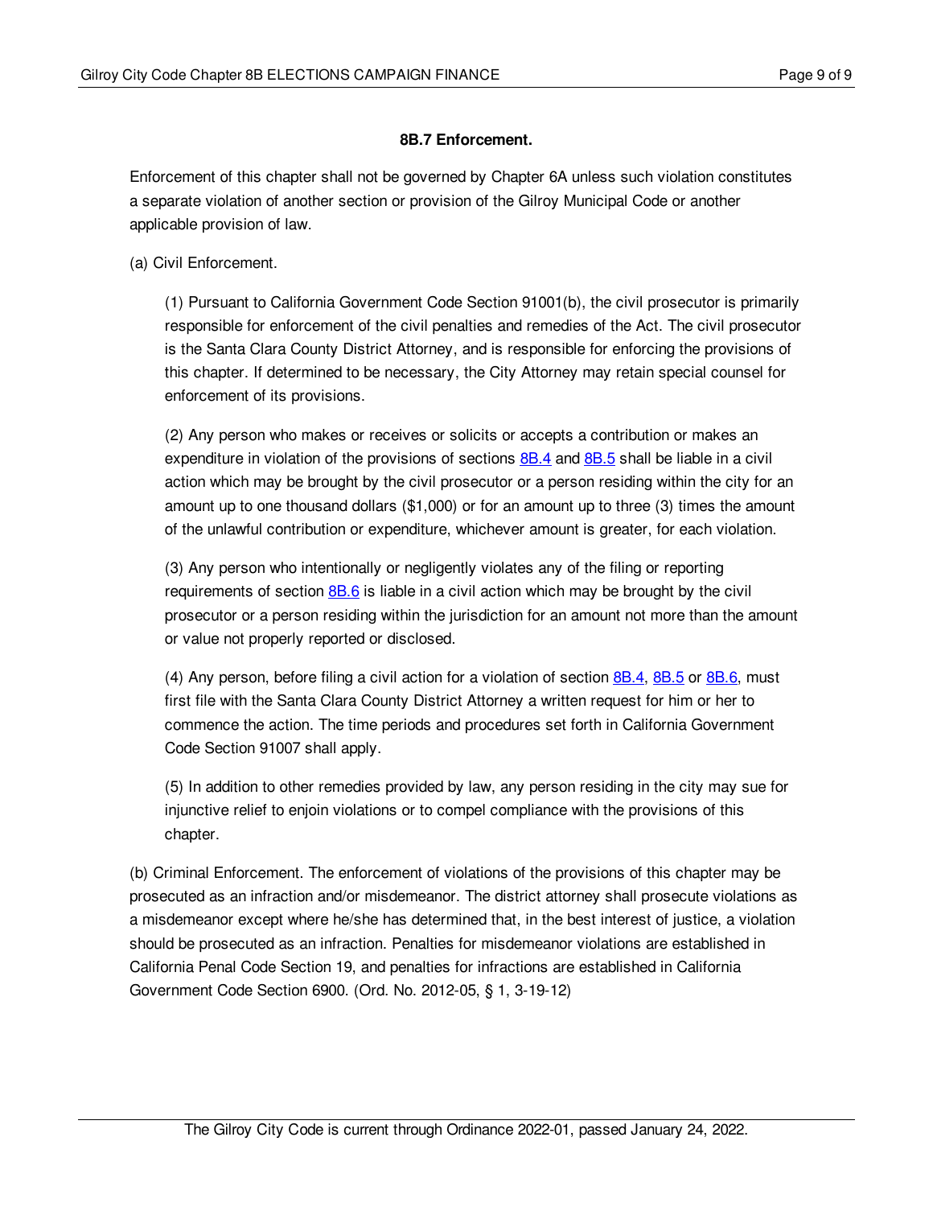### 8B.7 Enforcement.

Enforcement of this chapter shall not be governed by Chapter 6A unless such violation constitutes a separate violation of another section or provision of the Gilroy Municipal Code or another applicable provision of law.

(a) Civil Enforcement.

(1) Pursuant to California Government Code Section 91001(b), the civil prosecutor is primarily responsible for enforcement of the civil penalties and remedies of the Act. The civil prosecutor is the Santa Clara County District Attorney, and is responsible for enforcing the provisions of this chapter. If determined to be necessary, the City Attorney may retain special counsel for enforcement of its provisions.

(2) Any person who makes or receives or solicits or accepts a contribution or makes an expenditure in violation of the provisions of sections 8B.4 and 8B.5 shall be liable in a civil action which may be brought by the civil prosecutor or a person residing within the city for an amount up to one thousand dollars ($1,000) or for an amount up to three (3) times the amount of the unlawful contribution or expenditure, whichever amount is greater, for each violation.

(3) Any person who intentionally or negligently violates any of the filing or reporting requirements of section 8B.6 is liable in a civil action which may be brought by the civil prosecutor or a person residing within the jurisdiction for an amount not more than the amount or value not properly reported or disclosed.

(4) Any person, before filing a civil action for a violation of section 8B.4, 8B.5 or 8B.6, must first file with the Santa Clara County District Attorney a written request for him or her to commence the action. The time periods and procedures set forth in California Government Code Section 91007 shall apply.

(5) In addition to other remedies provided by law, any person residing in the city may sue for injunctive relief to enjoin violations or to compel compliance with the provisions of this chapter.

(b) Criminal Enforcement. The enforcement of violations of the provisions of this chapter may be prosecuted as an infraction and/or misdemeanor. The district attorney shall prosecute violations as a misdemeanor except where he/she has determined that, in the best interest of justice, a violation should be prosecuted as an infraction. Penalties for misdemeanor violations are established in California Penal Code Section 19, and penalties for infractions are established in California Government Code Section 6900. (Ord. No. 2012-05, § 1, 3-19-12)